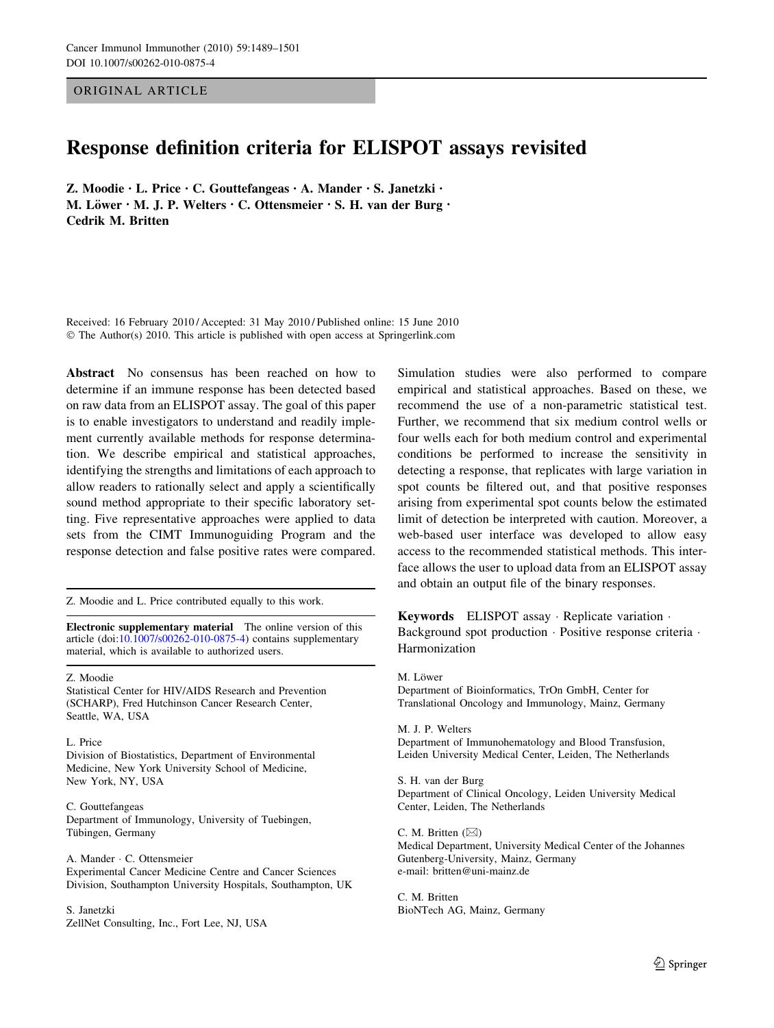ORIGINAL ARTICLE

# Response definition criteria for ELISPOT assays revisited

**Z. Moodie · L. Price · C. Gouttefangeas · A. Mander · S. Janetzki · M. Löwer · M. J. P. Welters · C. Ottensmeier · S. H. van der Burg · Cedrik M. Britten**

Received: 16 February 2010 / Accepted: 31 May 2010 / Published online: 15 June 2010
© The Author(s) 2010. This article is published with open access at Springerlink.com

**Abstract** No consensus has been reached on how to determine if an immune response has been detected based on raw data from an ELISPOT assay. The goal of this paper is to enable investigators to understand and readily implement currently available methods for response determination. We describe empirical and statistical approaches, identifying the strengths and limitations of each approach to allow readers to rationally select and apply a scientifically sound method appropriate to their specific laboratory setting. Five representative approaches were applied to data sets from the CIMT Immunoguiding Program and the response detection and false positive rates were compared. Simulation studies were also performed to compare empirical and statistical approaches. Based on these, we recommend the use of a non-parametric statistical test. Further, we recommend that six medium control wells or four wells each for both medium control and experimental conditions be performed to increase the sensitivity in detecting a response, that replicates with large variation in spot counts be filtered out, and that positive responses arising from experimental spot counts below the estimated limit of detection be interpreted with caution. Moreover, a web-based user interface was developed to allow easy access to the recommended statistical methods. This interface allows the user to upload data from an ELISPOT assay and obtain an output file of the binary responses.

**Keywords** ELISPOT assay · Replicate variation · Background spot production · Positive response criteria · Harmonization

Z. Moodie and L. Price contributed equally to this work.

**Electronic supplementary material** The online version of this article (doi:10.1007/s00262-010-0875-4) contains supplementary material, which is available to authorized users.

Z. Moodie
Statistical Center for HIV/AIDS Research and Prevention (SCHARP), Fred Hutchinson Cancer Research Center, Seattle, WA, USA

L. Price
Division of Biostatistics, Department of Environmental Medicine, New York University School of Medicine, New York, NY, USA

C. Gouttefangeas
Department of Immunology, University of Tuebingen, Tübingen, Germany

A. Mander · C. Ottensmeier
Experimental Cancer Medicine Centre and Cancer Sciences Division, Southampton University Hospitals, Southampton, UK

S. Janetzki
ZellNet Consulting, Inc., Fort Lee, NJ, USA

M. Löwer
Department of Bioinformatics, TrOn GmbH, Center for Translational Oncology and Immunology, Mainz, Germany

M. J. P. Welters
Department of Immunohematology and Blood Transfusion, Leiden University Medical Center, Leiden, The Netherlands

S. H. van der Burg
Department of Clinical Oncology, Leiden University Medical Center, Leiden, The Netherlands

C. M. Britten (✉)
Medical Department, University Medical Center of the Johannes Gutenberg-University, Mainz, Germany
e-mail: britten@uni-mainz.de

C. M. Britten
BioNTech AG, Mainz, Germany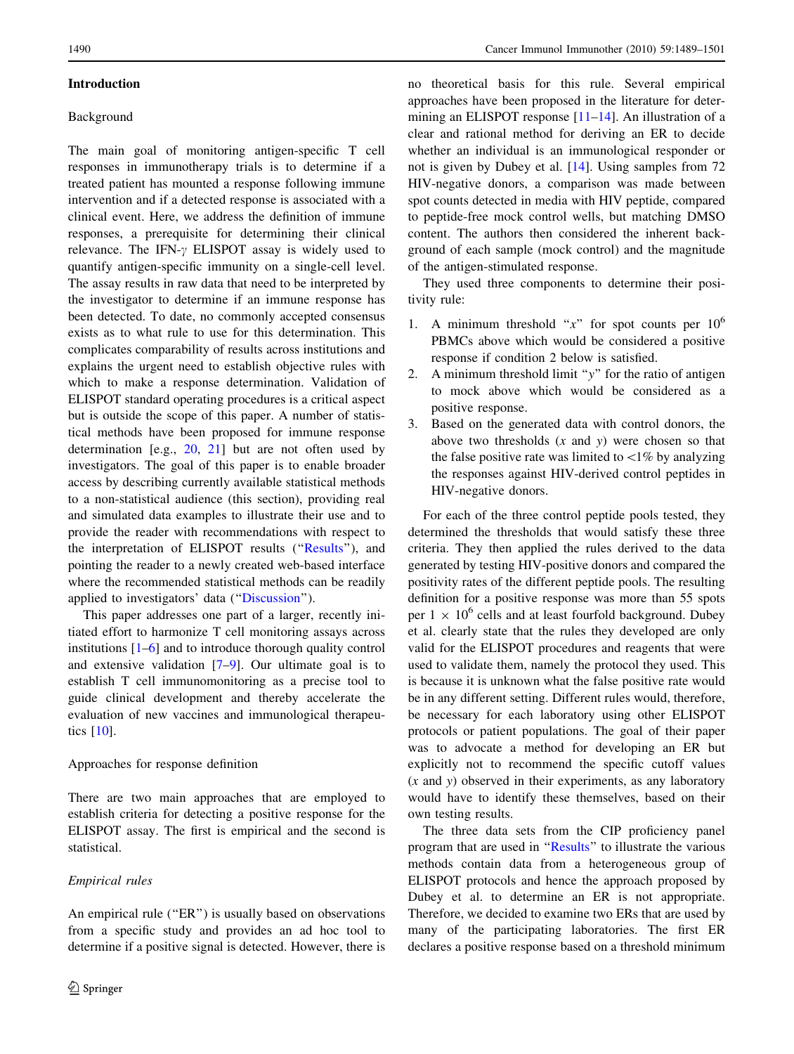## Introduction

### Background

The main goal of monitoring antigen-specific T cell responses in immunotherapy trials is to determine if a treated patient has mounted a response following immune intervention and if a detected response is associated with a clinical event. Here, we address the definition of immune responses, a prerequisite for determining their clinical relevance. The IFN-$\gamma$ ELISPOT assay is widely used to quantify antigen-specific immunity on a single-cell level. The assay results in raw data that need to be interpreted by the investigator to determine if an immune response has been detected. To date, no commonly accepted consensus exists as to what rule to use for this determination. This complicates comparability of results across institutions and explains the urgent need to establish objective rules with which to make a response determination. Validation of ELISPOT standard operating procedures is a critical aspect but is outside the scope of this paper. A number of statistical methods have been proposed for immune response determination [e.g., 20, 21] but are not often used by investigators. The goal of this paper is to enable broader access by describing currently available statistical methods to a non-statistical audience (this section), providing real and simulated data examples to illustrate their use and to provide the reader with recommendations with respect to the interpretation of ELISPOT results ("Results"), and pointing the reader to a newly created web-based interface where the recommended statistical methods can be readily applied to investigators' data ("Discussion").

This paper addresses one part of a larger, recently initiated effort to harmonize T cell monitoring assays across institutions [1–6] and to introduce thorough quality control and extensive validation [7–9]. Our ultimate goal is to establish T cell immunomonitoring as a precise tool to guide clinical development and thereby accelerate the evaluation of new vaccines and immunological therapeutics [10].

### Approaches for response definition

There are two main approaches that are employed to establish criteria for detecting a positive response for the ELISPOT assay. The first is empirical and the second is statistical.

#### *Empirical rules*

An empirical rule ("ER") is usually based on observations from a specific study and provides an ad hoc tool to determine if a positive signal is detected. However, there is no theoretical basis for this rule. Several empirical approaches have been proposed in the literature for determining an ELISPOT response [11–14]. An illustration of a clear and rational method for deriving an ER to decide whether an individual is an immunological responder or not is given by Dubey et al. [14]. Using samples from 72 HIV-negative donors, a comparison was made between spot counts detected in media with HIV peptide, compared to peptide-free mock control wells, but matching DMSO content. The authors then considered the inherent background of each sample (mock control) and the magnitude of the antigen-stimulated response.

They used three components to determine their positivity rule:

1. A minimum threshold "$x$" for spot counts per $10^6$ PBMCs above which would be considered a positive response if condition 2 below is satisfied.
2. A minimum threshold limit "$y$" for the ratio of antigen to mock above which would be considered as a positive response.
3. Based on the generated data with control donors, the above two thresholds ($x$ and $y$) were chosen so that the false positive rate was limited to <1% by analyzing the responses against HIV-derived control peptides in HIV-negative donors.

For each of the three control peptide pools tested, they determined the thresholds that would satisfy these three criteria. They then applied the rules derived to the data generated by testing HIV-positive donors and compared the positivity rates of the different peptide pools. The resulting definition for a positive response was more than 55 spots per $1 \times 10^6$ cells and at least fourfold background. Dubey et al. clearly state that the rules they developed are only valid for the ELISPOT procedures and reagents that were used to validate them, namely the protocol they used. This is because it is unknown what the false positive rate would be in any different setting. Different rules would, therefore, be necessary for each laboratory using other ELISPOT protocols or patient populations. The goal of their paper was to advocate a method for developing an ER but explicitly not to recommend the specific cutoff values ($x$ and $y$) observed in their experiments, as any laboratory would have to identify these themselves, based on their own testing results.

The three data sets from the CIP proficiency panel program that are used in "Results" to illustrate the various methods contain data from a heterogeneous group of ELISPOT protocols and hence the approach proposed by Dubey et al. to determine an ER is not appropriate. Therefore, we decided to examine two ERs that are used by many of the participating laboratories. The first ER declares a positive response based on a threshold minimum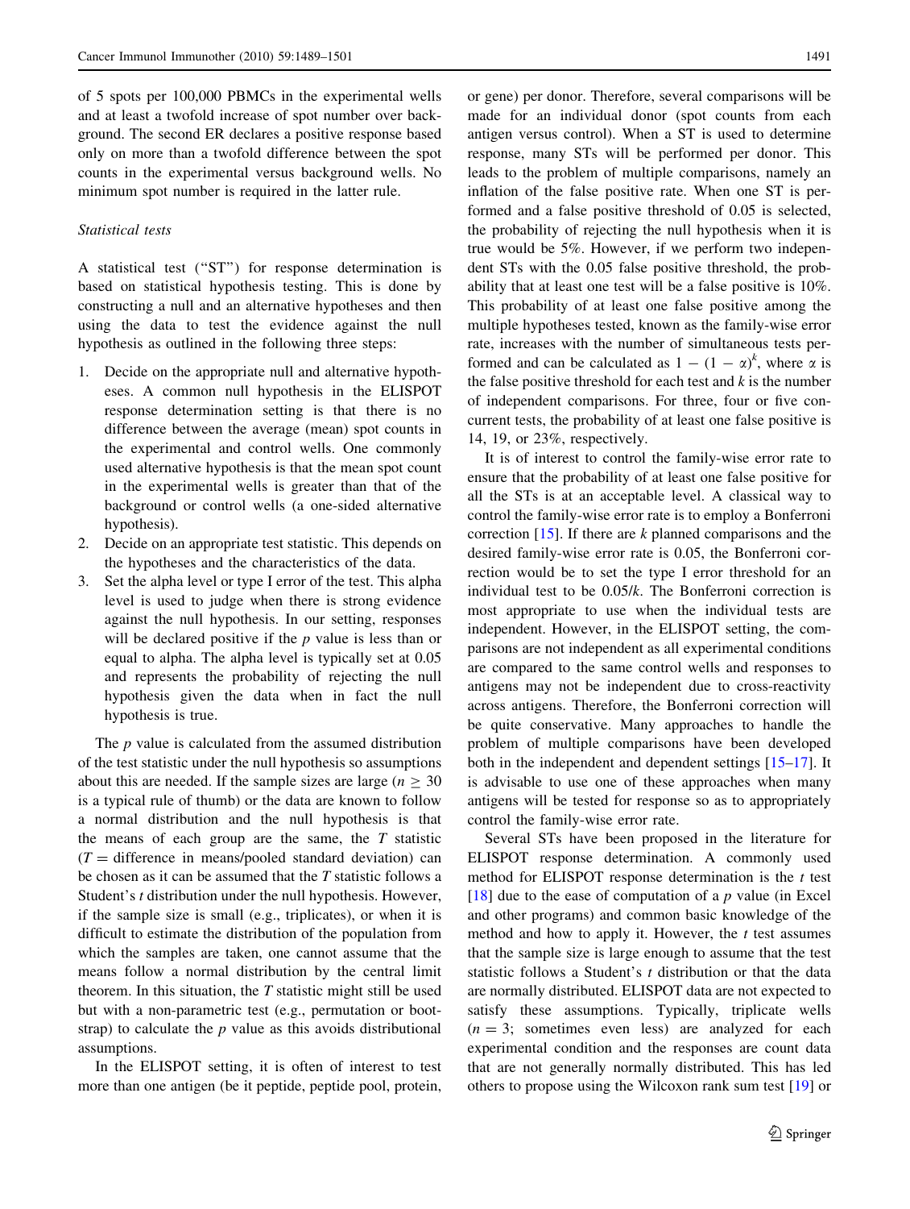of 5 spots per 100,000 PBMCs in the experimental wells and at least a twofold increase of spot number over background. The second ER declares a positive response based only on more than a twofold difference between the spot counts in the experimental versus background wells. No minimum spot number is required in the latter rule.

### Statistical tests

A statistical test ("ST") for response determination is based on statistical hypothesis testing. This is done by constructing a null and an alternative hypotheses and then using the data to test the evidence against the null hypothesis as outlined in the following three steps:

1. Decide on the appropriate null and alternative hypotheses. A common null hypothesis in the ELISPOT response determination setting is that there is no difference between the average (mean) spot counts in the experimental and control wells. One commonly used alternative hypothesis is that the mean spot count in the experimental wells is greater than that of the background or control wells (a one-sided alternative hypothesis).
2. Decide on an appropriate test statistic. This depends on the hypotheses and the characteristics of the data.
3. Set the alpha level or type I error of the test. This alpha level is used to judge when there is strong evidence against the null hypothesis. In our setting, responses will be declared positive if the *p* value is less than or equal to alpha. The alpha level is typically set at 0.05 and represents the probability of rejecting the null hypothesis given the data when in fact the null hypothesis is true.

The *p* value is calculated from the assumed distribution of the test statistic under the null hypothesis so assumptions about this are needed. If the sample sizes are large ($n \geq 30$ is a typical rule of thumb) or the data are known to follow a normal distribution and the null hypothesis is that the means of each group are the same, the *T* statistic (*T* = difference in means/pooled standard deviation) can be chosen as it can be assumed that the *T* statistic follows a Student's *t* distribution under the null hypothesis. However, if the sample size is small (e.g., triplicates), or when it is difficult to estimate the distribution of the population from which the samples are taken, one cannot assume that the means follow a normal distribution by the central limit theorem. In this situation, the *T* statistic might still be used but with a non-parametric test (e.g., permutation or bootstrap) to calculate the *p* value as this avoids distributional assumptions.

In the ELISPOT setting, it is often of interest to test more than one antigen (be it peptide, peptide pool, protein, or gene) per donor. Therefore, several comparisons will be made for an individual donor (spot counts from each antigen versus control). When a ST is used to determine response, many STs will be performed per donor. This leads to the problem of multiple comparisons, namely an inflation of the false positive rate. When one ST is performed and a false positive threshold of 0.05 is selected, the probability of rejecting the null hypothesis when it is true would be 5%. However, if we perform two independent STs with the 0.05 false positive threshold, the probability that at least one test will be a false positive is 10%. This probability of at least one false positive among the multiple hypotheses tested, known as the family-wise error rate, increases with the number of simultaneous tests performed and can be calculated as $1 - (1 - \alpha)^k$, where $\alpha$ is the false positive threshold for each test and *k* is the number of independent comparisons. For three, four or five concurrent tests, the probability of at least one false positive is 14, 19, or 23%, respectively.

It is of interest to control the family-wise error rate to ensure that the probability of at least one false positive for all the STs is at an acceptable level. A classical way to control the family-wise error rate is to employ a Bonferroni correction [15]. If there are *k* planned comparisons and the desired family-wise error rate is 0.05, the Bonferroni correction would be to set the type I error threshold for an individual test to be 0.05/*k*. The Bonferroni correction is most appropriate to use when the individual tests are independent. However, in the ELISPOT setting, the comparisons are not independent as all experimental conditions are compared to the same control wells and responses to antigens may not be independent due to cross-reactivity across antigens. Therefore, the Bonferroni correction will be quite conservative. Many approaches to handle the problem of multiple comparisons have been developed both in the independent and dependent settings [15–17]. It is advisable to use one of these approaches when many antigens will be tested for response so as to appropriately control the family-wise error rate.

Several STs have been proposed in the literature for ELISPOT response determination. A commonly used method for ELISPOT response determination is the *t* test [18] due to the ease of computation of a *p* value (in Excel and other programs) and common basic knowledge of the method and how to apply it. However, the *t* test assumes that the sample size is large enough to assume that the test statistic follows a Student's *t* distribution or that the data are normally distributed. ELISPOT data are not expected to satisfy these assumptions. Typically, triplicate wells ($n = 3$; sometimes even less) are analyzed for each experimental condition and the responses are count data that are not generally normally distributed. This has led others to propose using the Wilcoxon rank sum test [19] or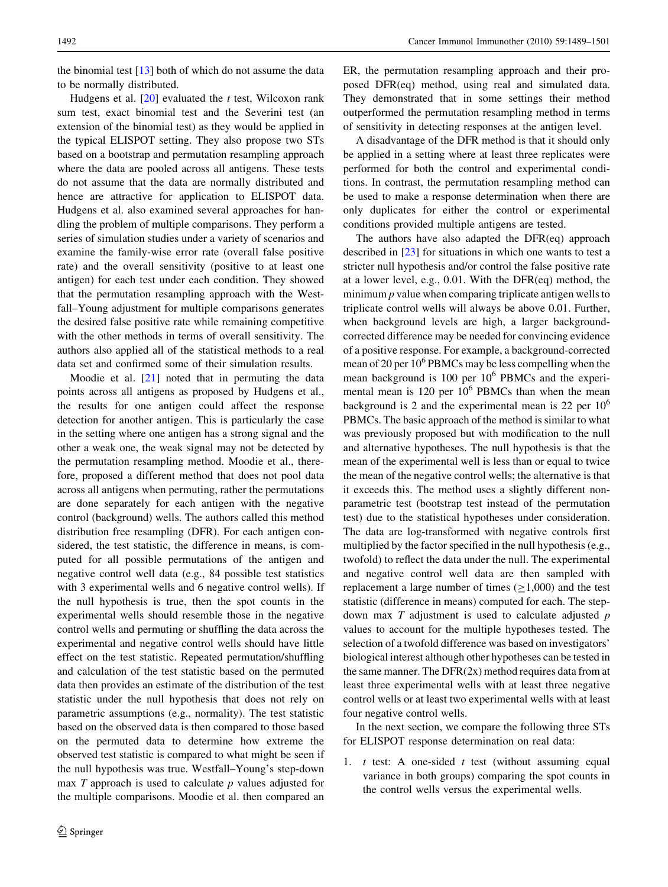the binomial test [13] both of which do not assume the data to be normally distributed.

Hudgens et al. [20] evaluated the *t* test, Wilcoxon rank sum test, exact binomial test and the Severini test (an extension of the binomial test) as they would be applied in the typical ELISPOT setting. They also propose two STs based on a bootstrap and permutation resampling approach where the data are pooled across all antigens. These tests do not assume that the data are normally distributed and hence are attractive for application to ELISPOT data. Hudgens et al. also examined several approaches for handling the problem of multiple comparisons. They perform a series of simulation studies under a variety of scenarios and examine the family-wise error rate (overall false positive rate) and the overall sensitivity (positive to at least one antigen) for each test under each condition. They showed that the permutation resampling approach with the Westfall–Young adjustment for multiple comparisons generates the desired false positive rate while remaining competitive with the other methods in terms of overall sensitivity. The authors also applied all of the statistical methods to a real data set and confirmed some of their simulation results.

Moodie et al. [21] noted that in permuting the data points across all antigens as proposed by Hudgens et al., the results for one antigen could affect the response detection for another antigen. This is particularly the case in the setting where one antigen has a strong signal and the other a weak one, the weak signal may not be detected by the permutation resampling method. Moodie et al., therefore, proposed a different method that does not pool data across all antigens when permuting, rather the permutations are done separately for each antigen with the negative control (background) wells. The authors called this method distribution free resampling (DFR). For each antigen considered, the test statistic, the difference in means, is computed for all possible permutations of the antigen and negative control well data (e.g., 84 possible test statistics with 3 experimental wells and 6 negative control wells). If the null hypothesis is true, then the spot counts in the experimental wells should resemble those in the negative control wells and permuting or shuffling the data across the experimental and negative control wells should have little effect on the test statistic. Repeated permutation/shuffling and calculation of the test statistic based on the permuted data then provides an estimate of the distribution of the test statistic under the null hypothesis that does not rely on parametric assumptions (e.g., normality). The test statistic based on the observed data is then compared to those based on the permuted data to determine how extreme the observed test statistic is compared to what might be seen if the null hypothesis was true. Westfall–Young's step-down max *T* approach is used to calculate *p* values adjusted for the multiple comparisons. Moodie et al. then compared an ER, the permutation resampling approach and their proposed DFR(eq) method, using real and simulated data. They demonstrated that in some settings their method outperformed the permutation resampling method in terms of sensitivity in detecting responses at the antigen level.

A disadvantage of the DFR method is that it should only be applied in a setting where at least three replicates were performed for both the control and experimental conditions. In contrast, the permutation resampling method can be used to make a response determination when there are only duplicates for either the control or experimental conditions provided multiple antigens are tested.

The authors have also adapted the DFR(eq) approach described in [23] for situations in which one wants to test a stricter null hypothesis and/or control the false positive rate at a lower level, e.g., 0.01. With the DFR(eq) method, the minimum *p* value when comparing triplicate antigen wells to triplicate control wells will always be above 0.01. Further, when background levels are high, a larger background-corrected difference may be needed for convincing evidence of a positive response. For example, a background-corrected mean of 20 per $10^6$ PBMCs may be less compelling when the mean background is 100 per $10^6$ PBMCs and the experimental mean is 120 per $10^6$ PBMCs than when the mean background is 2 and the experimental mean is 22 per $10^6$ PBMCs. The basic approach of the method is similar to what was previously proposed but with modification to the null and alternative hypotheses. The null hypothesis is that the mean of the experimental well is less than or equal to twice the mean of the negative control wells; the alternative is that it exceeds this. The method uses a slightly different non-parametric test (bootstrap test instead of the permutation test) due to the statistical hypotheses under consideration. The data are log-transformed with negative controls first multiplied by the factor specified in the null hypothesis (e.g., twofold) to reflect the data under the null. The experimental and negative control well data are then sampled with replacement a large number of times ($\geq$1,000) and the test statistic (difference in means) computed for each. The step-down max *T* adjustment is used to calculate adjusted *p* values to account for the multiple hypotheses tested. The selection of a twofold difference was based on investigators' biological interest although other hypotheses can be tested in the same manner. The DFR(2x) method requires data from at least three experimental wells with at least three negative control wells or at least two experimental wells with at least four negative control wells.

In the next section, we compare the following three STs for ELISPOT response determination on real data:

1. *t* test: A one-sided *t* test (without assuming equal variance in both groups) comparing the spot counts in the control wells versus the experimental wells.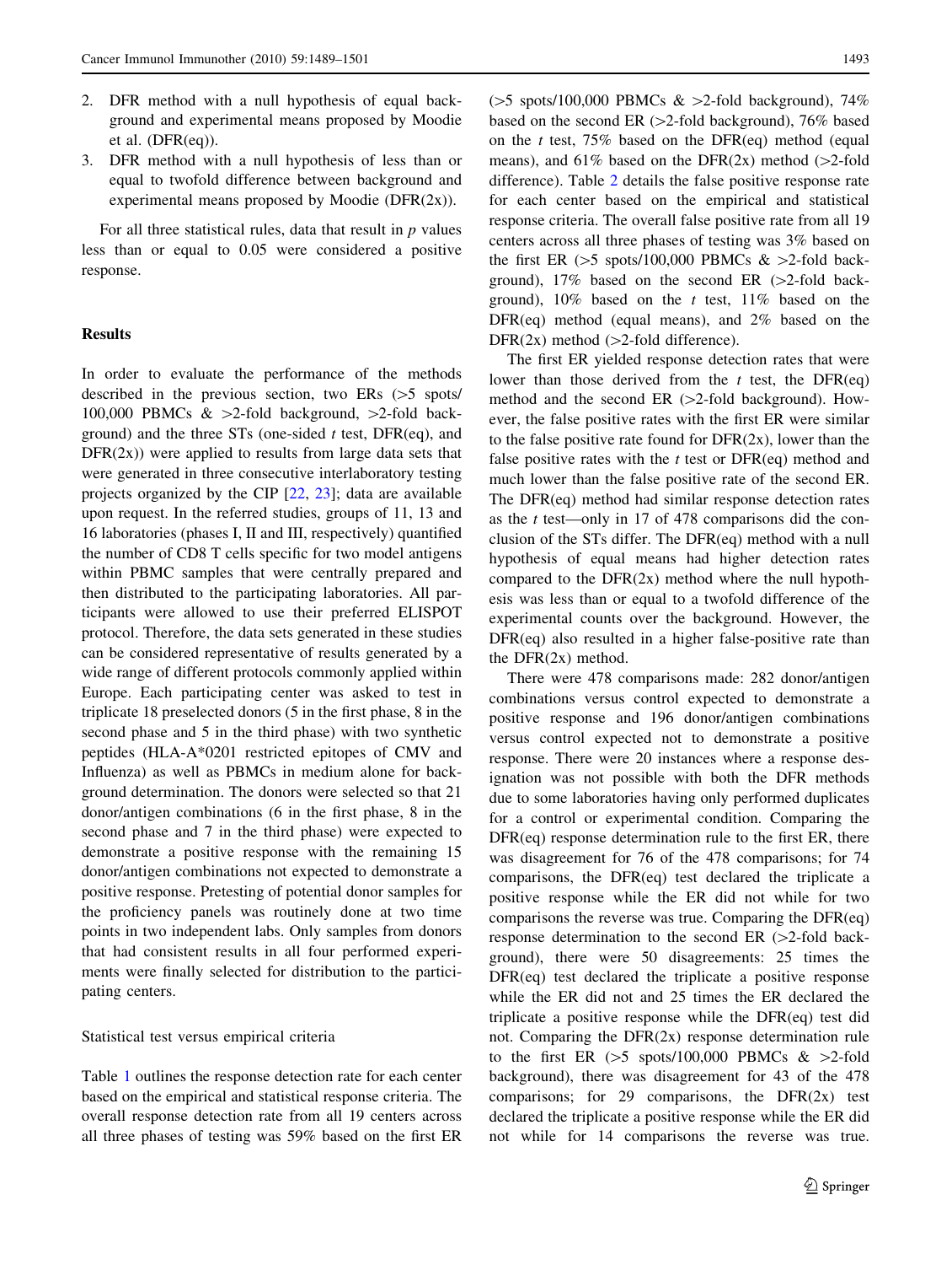2. DFR method with a null hypothesis of equal background and experimental means proposed by Moodie et al. (DFR(eq)).
3. DFR method with a null hypothesis of less than or equal to twofold difference between background and experimental means proposed by Moodie (DFR(2x)).

For all three statistical rules, data that result in $p$ values less than or equal to 0.05 were considered a positive response.

## Results

In order to evaluate the performance of the methods described in the previous section, two ERs (>5 spots/100,000 PBMCs & >2-fold background, >2-fold background) and the three STs (one-sided $t$ test, DFR(eq), and DFR(2x)) were applied to results from large data sets that were generated in three consecutive interlaboratory testing projects organized by the CIP [22, 23]; data are available upon request. In the referred studies, groups of 11, 13 and 16 laboratories (phases I, II and III, respectively) quantified the number of CD8 T cells specific for two model antigens within PBMC samples that were centrally prepared and then distributed to the participating laboratories. All participants were allowed to use their preferred ELISPOT protocol. Therefore, the data sets generated in these studies can be considered representative of results generated by a wide range of different protocols commonly applied within Europe. Each participating center was asked to test in triplicate 18 preselected donors (5 in the first phase, 8 in the second phase and 5 in the third phase) with two synthetic peptides (HLA-A*0201 restricted epitopes of CMV and Influenza) as well as PBMCs in medium alone for background determination. The donors were selected so that 21 donor/antigen combinations (6 in the first phase, 8 in the second phase and 7 in the third phase) were expected to demonstrate a positive response with the remaining 15 donor/antigen combinations not expected to demonstrate a positive response. Pretesting of potential donor samples for the proficiency panels was routinely done at two time points in two independent labs. Only samples from donors that had consistent results in all four performed experiments were finally selected for distribution to the participating centers.

### Statistical test versus empirical criteria

Table 1 outlines the response detection rate for each center based on the empirical and statistical response criteria. The overall response detection rate from all 19 centers across all three phases of testing was 59% based on the first ER (>5 spots/100,000 PBMCs & >2-fold background), 74% based on the second ER (>2-fold background), 76% based on the $t$ test, 75% based on the DFR(eq) method (equal means), and 61% based on the DFR(2x) method (>2-fold difference). Table 2 details the false positive response rate for each center based on the empirical and statistical response criteria. The overall false positive rate from all 19 centers across all three phases of testing was 3% based on the first ER (>5 spots/100,000 PBMCs & >2-fold background), 17% based on the second ER (>2-fold background), 10% based on the $t$ test, 11% based on the DFR(eq) method (equal means), and 2% based on the DFR(2x) method (>2-fold difference).

The first ER yielded response detection rates that were lower than those derived from the $t$ test, the DFR(eq) method and the second ER (>2-fold background). However, the false positive rates with the first ER were similar to the false positive rate found for DFR(2x), lower than the false positive rates with the $t$ test or DFR(eq) method and much lower than the false positive rate of the second ER. The DFR(eq) method had similar response detection rates as the $t$ test—only in 17 of 478 comparisons did the conclusion of the STs differ. The DFR(eq) method with a null hypothesis of equal means had higher detection rates compared to the DFR(2x) method where the null hypothesis was less than or equal to a twofold difference of the experimental counts over the background. However, the DFR(eq) also resulted in a higher false-positive rate than the DFR(2x) method.

There were 478 comparisons made: 282 donor/antigen combinations versus control expected to demonstrate a positive response and 196 donor/antigen combinations versus control expected not to demonstrate a positive response. There were 20 instances where a response designation was not possible with both the DFR methods due to some laboratories having only performed duplicates for a control or experimental condition. Comparing the DFR(eq) response determination rule to the first ER, there was disagreement for 76 of the 478 comparisons; for 74 comparisons, the DFR(eq) test declared the triplicate a positive response while the ER did not while for two comparisons the reverse was true. Comparing the DFR(eq) response determination to the second ER (>2-fold background), there were 50 disagreements: 25 times the DFR(eq) test declared the triplicate a positive response while the ER did not and 25 times the ER declared the triplicate a positive response while the DFR(eq) test did not. Comparing the DFR(2x) response determination rule to the first ER (>5 spots/100,000 PBMCs & >2-fold background), there was disagreement for 43 of the 478 comparisons; for 29 comparisons, the DFR(2x) test declared the triplicate a positive response while the ER did not while for 14 comparisons the reverse was true.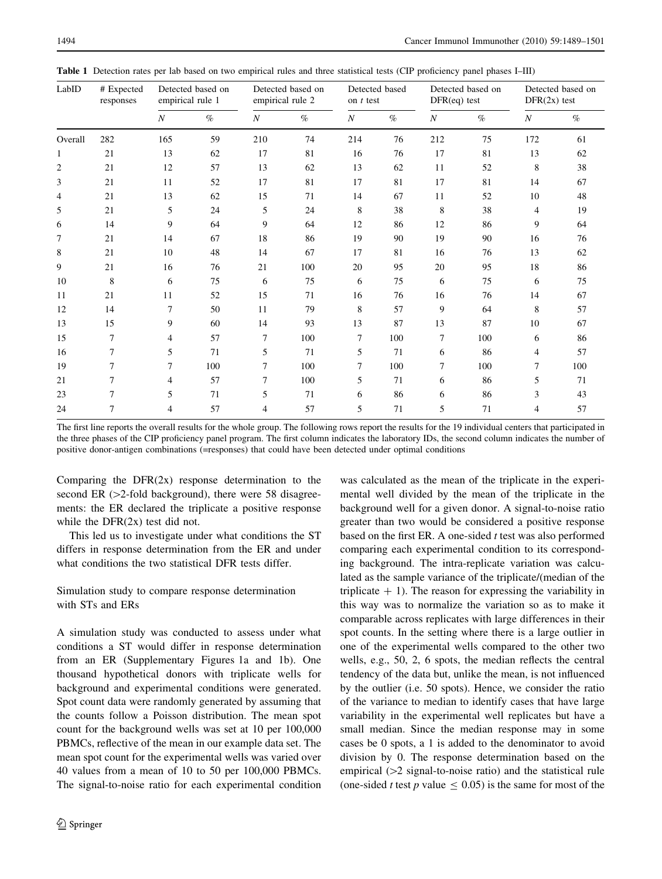**Table 1** Detection rates per lab based on two empirical rules and three statistical tests (CIP proficiency panel phases I–III)

| LabID | # Expected responses | Detected based on empirical rule 1 | | Detected based on empirical rule 2 | | Detected based on *t* test | | Detected based on DFR(eq) test | | Detected based on DFR(2x) test | |
|---|---|---|---|---|---|---|---|---|---|---|---|
| | | *N* | % | *N* | % | *N* | % | *N* | % | *N* | % |
| Overall | 282 | 165 | 59 | 210 | 74 | 214 | 76 | 212 | 75 | 172 | 61 |
| 1 | 21 | 13 | 62 | 17 | 81 | 16 | 76 | 17 | 81 | 13 | 62 |
| 2 | 21 | 12 | 57 | 13 | 62 | 13 | 62 | 11 | 52 | 8 | 38 |
| 3 | 21 | 11 | 52 | 17 | 81 | 17 | 81 | 17 | 81 | 14 | 67 |
| 4 | 21 | 13 | 62 | 15 | 71 | 14 | 67 | 11 | 52 | 10 | 48 |
| 5 | 21 | 5 | 24 | 5 | 24 | 8 | 38 | 8 | 38 | 4 | 19 |
| 6 | 14 | 9 | 64 | 9 | 64 | 12 | 86 | 12 | 86 | 9 | 64 |
| 7 | 21 | 14 | 67 | 18 | 86 | 19 | 90 | 19 | 90 | 16 | 76 |
| 8 | 21 | 10 | 48 | 14 | 67 | 17 | 81 | 16 | 76 | 13 | 62 |
| 9 | 21 | 16 | 76 | 21 | 100 | 20 | 95 | 20 | 95 | 18 | 86 |
| 10 | 8 | 6 | 75 | 6 | 75 | 6 | 75 | 6 | 75 | 6 | 75 |
| 11 | 21 | 11 | 52 | 15 | 71 | 16 | 76 | 16 | 76 | 14 | 67 |
| 12 | 14 | 7 | 50 | 11 | 79 | 8 | 57 | 9 | 64 | 8 | 57 |
| 13 | 15 | 9 | 60 | 14 | 93 | 13 | 87 | 13 | 87 | 10 | 67 |
| 15 | 7 | 4 | 57 | 7 | 100 | 7 | 100 | 7 | 100 | 6 | 86 |
| 16 | 7 | 5 | 71 | 5 | 71 | 5 | 71 | 6 | 86 | 4 | 57 |
| 19 | 7 | 7 | 100 | 7 | 100 | 7 | 100 | 7 | 100 | 7 | 100 |
| 21 | 7 | 4 | 57 | 7 | 100 | 5 | 71 | 6 | 86 | 5 | 71 |
| 23 | 7 | 5 | 71 | 5 | 71 | 6 | 86 | 6 | 86 | 3 | 43 |
| 24 | 7 | 4 | 57 | 4 | 57 | 5 | 71 | 5 | 71 | 4 | 57 |

The first line reports the overall results for the whole group. The following rows report the results for the 19 individual centers that participated in the three phases of the CIP proficiency panel program. The first column indicates the laboratory IDs, the second column indicates the number of positive donor-antigen combinations (=responses) that could have been detected under optimal conditions

Comparing the DFR(2x) response determination to the second ER (>2-fold background), there were 58 disagreements: the ER declared the triplicate a positive response while the DFR(2x) test did not.

This led us to investigate under what conditions the ST differs in response determination from the ER and under what conditions the two statistical DFR tests differ.

### Simulation study to compare response determination with STs and ERs

A simulation study was conducted to assess under what conditions a ST would differ in response determination from an ER (Supplementary Figures 1a and 1b). One thousand hypothetical donors with triplicate wells for background and experimental conditions were generated. Spot count data were randomly generated by assuming that the counts follow a Poisson distribution. The mean spot count for the background wells was set at 10 per 100,000 PBMCs, reflective of the mean in our example data set. The mean spot count for the experimental wells was varied over 40 values from a mean of 10 to 50 per 100,000 PBMCs. The signal-to-noise ratio for each experimental condition was calculated as the mean of the triplicate in the experimental well divided by the mean of the triplicate in the background well for a given donor. A signal-to-noise ratio greater than two would be considered a positive response based on the first ER. A one-sided *t* test was also performed comparing each experimental condition to its corresponding background. The intra-replicate variation was calculated as the sample variance of the triplicate/(median of the triplicate + 1). The reason for expressing the variability in this way was to normalize the variation so as to make it comparable across replicates with large differences in their spot counts. In the setting where there is a large outlier in one of the experimental wells compared to the other two wells, e.g., 50, 2, 6 spots, the median reflects the central tendency of the data but, unlike the mean, is not influenced by the outlier (i.e. 50 spots). Hence, we consider the ratio of the variance to median to identify cases that have large variability in the experimental well replicates but have a small median. Since the median response may in some cases be 0 spots, a 1 is added to the denominator to avoid division by 0. The response determination based on the empirical (>2 signal-to-noise ratio) and the statistical rule (one-sided *t* test *p* value $\leq 0.05$) is the same for most of the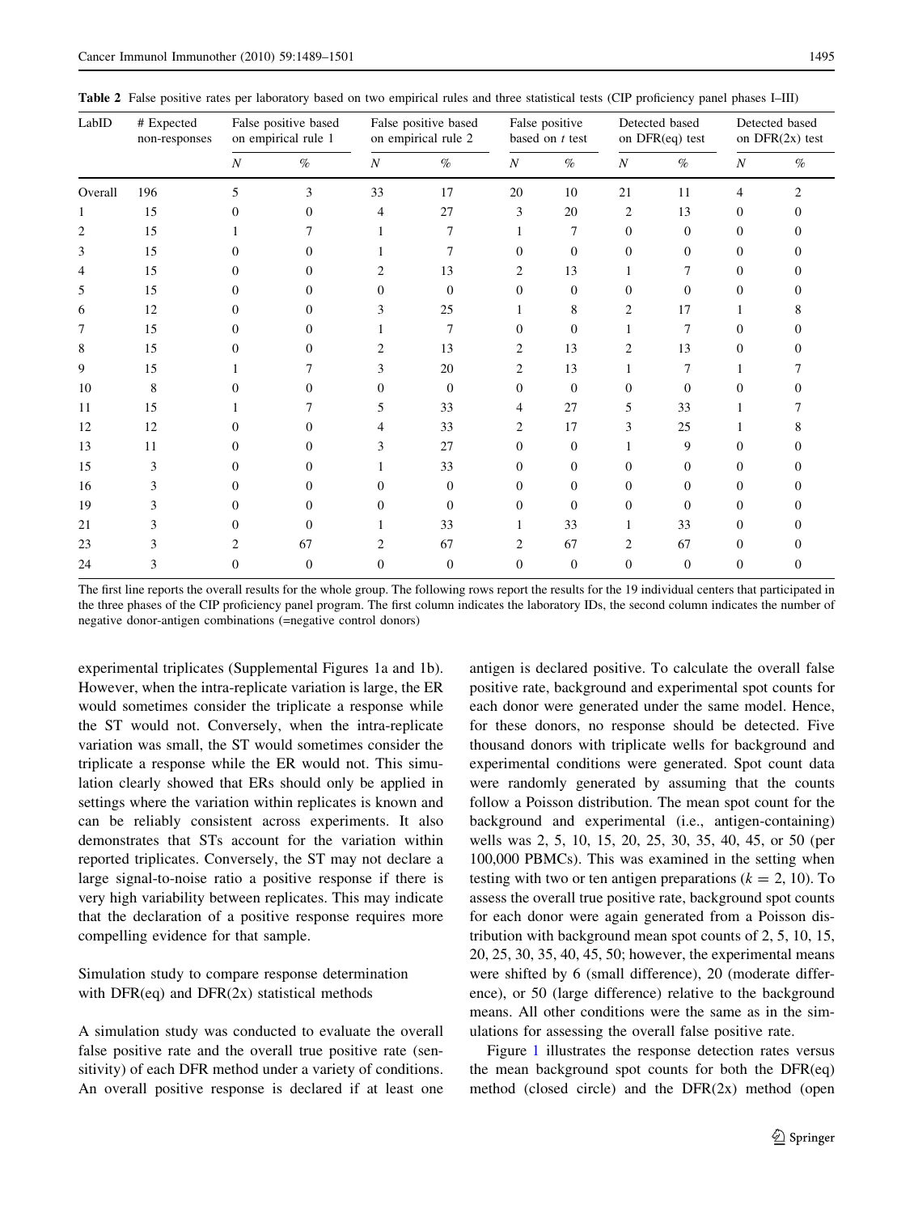**Table 2** False positive rates per laboratory based on two empirical rules and three statistical tests (CIP proficiency panel phases I–III)

| LabID | # Expected non-responses | False positive based on empirical rule 1 | | False positive based on empirical rule 2 | | False positive based on *t* test | | Detected based on DFR(eq) test | | Detected based on DFR(2x) test | |
|---|---|---|---|---|---|---|---|---|---|---|---|
| | | *N* | % | *N* | % | *N* | % | *N* | % | *N* | % |
| Overall | 196 | 5 | 3 | 33 | 17 | 20 | 10 | 21 | 11 | 4 | 2 |
| 1 | 15 | 0 | 0 | 4 | 27 | 3 | 20 | 2 | 13 | 0 | 0 |
| 2 | 15 | 1 | 7 | 1 | 7 | 1 | 7 | 0 | 0 | 0 | 0 |
| 3 | 15 | 0 | 0 | 1 | 7 | 0 | 0 | 0 | 0 | 0 | 0 |
| 4 | 15 | 0 | 0 | 2 | 13 | 2 | 13 | 1 | 7 | 0 | 0 |
| 5 | 15 | 0 | 0 | 0 | 0 | 0 | 0 | 0 | 0 | 0 | 0 |
| 6 | 12 | 0 | 0 | 3 | 25 | 1 | 8 | 2 | 17 | 1 | 8 |
| 7 | 15 | 0 | 0 | 1 | 7 | 0 | 0 | 1 | 7 | 0 | 0 |
| 8 | 15 | 0 | 0 | 2 | 13 | 2 | 13 | 2 | 13 | 0 | 0 |
| 9 | 15 | 1 | 7 | 3 | 20 | 2 | 13 | 1 | 7 | 1 | 7 |
| 10 | 8 | 0 | 0 | 0 | 0 | 0 | 0 | 0 | 0 | 0 | 0 |
| 11 | 15 | 1 | 7 | 5 | 33 | 4 | 27 | 5 | 33 | 1 | 7 |
| 12 | 12 | 0 | 0 | 4 | 33 | 2 | 17 | 3 | 25 | 1 | 8 |
| 13 | 11 | 0 | 0 | 3 | 27 | 0 | 0 | 1 | 9 | 0 | 0 |
| 15 | 3 | 0 | 0 | 1 | 33 | 0 | 0 | 0 | 0 | 0 | 0 |
| 16 | 3 | 0 | 0 | 0 | 0 | 0 | 0 | 0 | 0 | 0 | 0 |
| 19 | 3 | 0 | 0 | 0 | 0 | 0 | 0 | 0 | 0 | 0 | 0 |
| 21 | 3 | 0 | 0 | 1 | 33 | 1 | 33 | 1 | 33 | 0 | 0 |
| 23 | 3 | 2 | 67 | 2 | 67 | 2 | 67 | 2 | 67 | 0 | 0 |
| 24 | 3 | 0 | 0 | 0 | 0 | 0 | 0 | 0 | 0 | 0 | 0 |

The first line reports the overall results for the whole group. The following rows report the results for the 19 individual centers that participated in the three phases of the CIP proficiency panel program. The first column indicates the laboratory IDs, the second column indicates the number of negative donor-antigen combinations (=negative control donors)

experimental triplicates (Supplemental Figures 1a and 1b). However, when the intra-replicate variation is large, the ER would sometimes consider the triplicate a response while the ST would not. Conversely, when the intra-replicate variation was small, the ST would sometimes consider the triplicate a response while the ER would not. This simulation clearly showed that ERs should only be applied in settings where the variation within replicates is known and can be reliably consistent across experiments. It also demonstrates that STs account for the variation within reported triplicates. Conversely, the ST may not declare a large signal-to-noise ratio a positive response if there is very high variability between replicates. This may indicate that the declaration of a positive response requires more compelling evidence for that sample.

### Simulation study to compare response determination with DFR(eq) and DFR(2x) statistical methods

A simulation study was conducted to evaluate the overall false positive rate and the overall true positive rate (sensitivity) of each DFR method under a variety of conditions. An overall positive response is declared if at least one antigen is declared positive. To calculate the overall false positive rate, background and experimental spot counts for each donor were generated under the same model. Hence, for these donors, no response should be detected. Five thousand donors with triplicate wells for background and experimental conditions were generated. Spot count data were randomly generated by assuming that the counts follow a Poisson distribution. The mean spot count for the background and experimental (i.e., antigen-containing) wells was 2, 5, 10, 15, 20, 25, 30, 35, 40, 45, or 50 (per 100,000 PBMCs). This was examined in the setting when testing with two or ten antigen preparations ($k = 2, 10$). To assess the overall true positive rate, background spot counts for each donor were again generated from a Poisson distribution with background mean spot counts of 2, 5, 10, 15, 20, 25, 30, 35, 40, 45, 50; however, the experimental means were shifted by 6 (small difference), 20 (moderate difference), or 50 (large difference) relative to the background means. All other conditions were the same as in the simulations for assessing the overall false positive rate.

Figure 1 illustrates the response detection rates versus the mean background spot counts for both the DFR(eq) method (closed circle) and the DFR(2x) method (open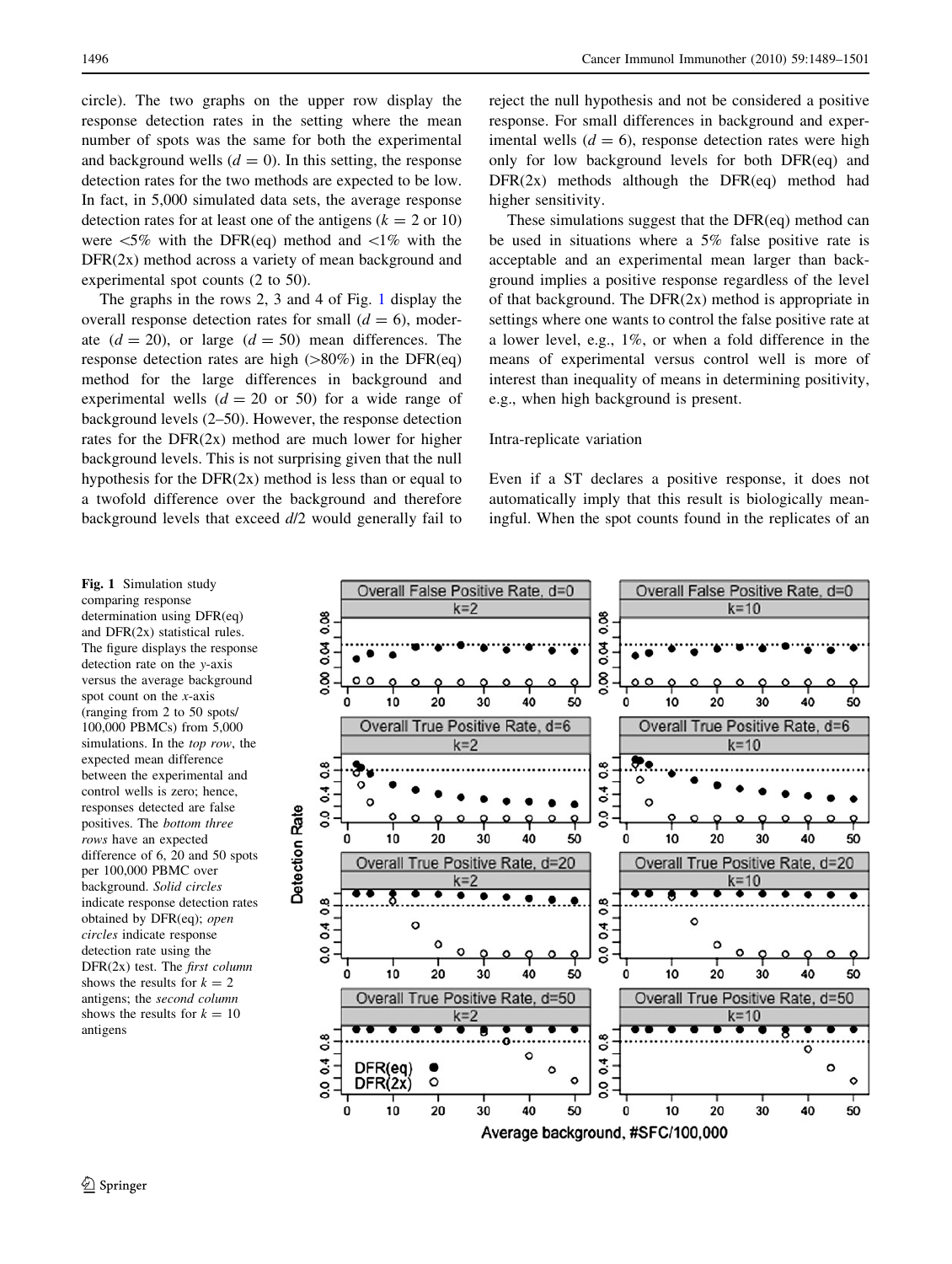circle). The two graphs on the upper row display the response detection rates in the setting where the mean number of spots was the same for both the experimental and background wells ($d = 0$). In this setting, the response detection rates for the two methods are expected to be low. In fact, in 5,000 simulated data sets, the average response detection rates for at least one of the antigens ($k = 2$ or 10) were <5% with the DFR(eq) method and <1% with the DFR(2x) method across a variety of mean background and experimental spot counts (2 to 50).

The graphs in the rows 2, 3 and 4 of Fig. 1 display the overall response detection rates for small ($d = 6$), moderate ($d = 20$), or large ($d = 50$) mean differences. The response detection rates are high (>80%) in the DFR(eq) method for the large differences in background and experimental wells ($d = 20$ or 50) for a wide range of background levels (2–50). However, the response detection rates for the DFR(2x) method are much lower for higher background levels. This is not surprising given that the null hypothesis for the DFR(2x) method is less than or equal to a twofold difference over the background and therefore background levels that exceed $d/2$ would generally fail to reject the null hypothesis and not be considered a positive response. For small differences in background and experimental wells ($d = 6$), response detection rates were high only for low background levels for both DFR(eq) and DFR(2x) methods although the DFR(eq) method had higher sensitivity.

These simulations suggest that the DFR(eq) method can be used in situations where a 5% false positive rate is acceptable and an experimental mean larger than background implies a positive response regardless of the level of that background. The DFR(2x) method is appropriate in settings where one wants to control the false positive rate at a lower level, e.g., 1%, or when a fold difference in the means of experimental versus control well is more of interest than inequality of means in determining positivity, e.g., when high background is present.

### Intra-replicate variation

Even if a ST declares a positive response, it does not automatically imply that this result is biologically meaningful. When the spot counts found in the replicates of an

**Fig. 1** Simulation study comparing response determination using DFR(eq) and DFR(2x) statistical rules. The figure displays the response detection rate on the *y*-axis versus the average background spot count on the *x*-axis (ranging from 2 to 50 spots/100,000 PBMCs) from 5,000 simulations. In the *top row*, the expected mean difference between the experimental and control wells is zero; hence, responses detected are false positives. The *bottom three rows* have an expected difference of 6, 20 and 50 spots per 100,000 PBMC over background. *Solid circles* indicate response detection rates obtained by DFR(eq); *open circles* indicate response detection rate using the DFR(2x) test. The *first column* shows the results for $k = 2$ antigens; the *second column* shows the results for $k = 10$ antigens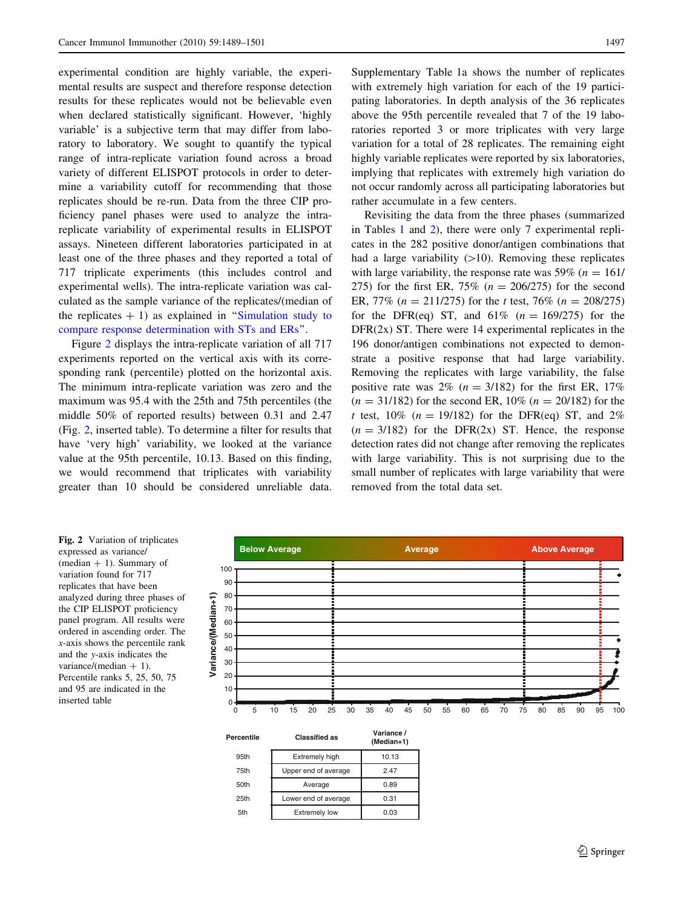experimental condition are highly variable, the experimental results are suspect and therefore response detection results for these replicates would not be believable even when declared statistically significant. However, 'highly variable' is a subjective term that may differ from laboratory to laboratory. We sought to quantify the typical range of intra-replicate variation found across a broad variety of different ELISPOT protocols in order to determine a variability cutoff for recommending that those replicates should be re-run. Data from the three CIP proficiency panel phases were used to analyze the intra-replicate variability of experimental results in ELISPOT assays. Nineteen different laboratories participated in at least one of the three phases and they reported a total of 717 triplicate experiments (this includes control and experimental wells). The intra-replicate variation was calculated as the sample variance of the replicates/(median of the replicates + 1) as explained in "Simulation study to compare response determination with STs and ERs".

Figure 2 displays the intra-replicate variation of all 717 experiments reported on the vertical axis with its corresponding rank (percentile) plotted on the horizontal axis. The minimum intra-replicate variation was zero and the maximum was 95.4 with the 25th and 75th percentiles (the middle 50% of reported results) between 0.31 and 2.47 (Fig. 2, inserted table). To determine a filter for results that have 'very high' variability, we looked at the variance value at the 95th percentile, 10.13. Based on this finding, we would recommend that triplicates with variability greater than 10 should be considered unreliable data. Supplementary Table 1a shows the number of replicates with extremely high variation for each of the 19 participating laboratories. In depth analysis of the 36 replicates above the 95th percentile revealed that 7 of the 19 laboratories reported 3 or more triplicates with very large variation for a total of 28 replicates. The remaining eight highly variable replicates were reported by six laboratories, implying that replicates with extremely high variation do not occur randomly across all participating laboratories but rather accumulate in a few centers.

Revisiting the data from the three phases (summarized in Tables 1 and 2), there were only 7 experimental replicates in the 282 positive donor/antigen combinations that had a large variability (>10). Removing these replicates with large variability, the response rate was 59% ($n = 161/275$) for the first ER, 75% ($n = 206/275$) for the second ER, 77% ($n = 211/275$) for the $t$ test, 76% ($n = 208/275$) for the DFR(eq) ST, and 61% ($n = 169/275$) for the DFR(2x) ST. There were 14 experimental replicates in the 196 donor/antigen combinations not expected to demonstrate a positive response that had large variability. Removing the replicates with large variability, the false positive rate was 2% ($n = 3/182$) for the first ER, 17% ($n = 31/182$) for the second ER, 10% ($n = 20/182$) for the $t$ test, 10% ($n = 19/182$) for the DFR(eq) ST, and 2% ($n = 3/182$) for the DFR(2x) ST. Hence, the response detection rates did not change after removing the replicates with large variability. This is not surprising due to the small number of replicates with large variability that were removed from the total data set.

| Percentile | Classified as | Variance / (Median+1) |
|---|---|---|
| 95th | Extremely high | 10.13 |
| 75th | Upper end of average | 2.47 |
| 50th | Average | 0.89 |
| 25th | Lower end of average | 0.31 |
| 5th | Extremely low | 0.03 |

**Fig. 2** Variation of triplicates expressed as variance/(median + 1). Summary of variation found for 717 replicates that have been analyzed during three phases of the CIP ELISPOT proficiency panel program. All results were ordered in ascending order. The $x$-axis shows the percentile rank and the $y$-axis indicates the variance/(median + 1). Percentile ranks 5, 25, 50, 75 and 95 are indicated in the inserted table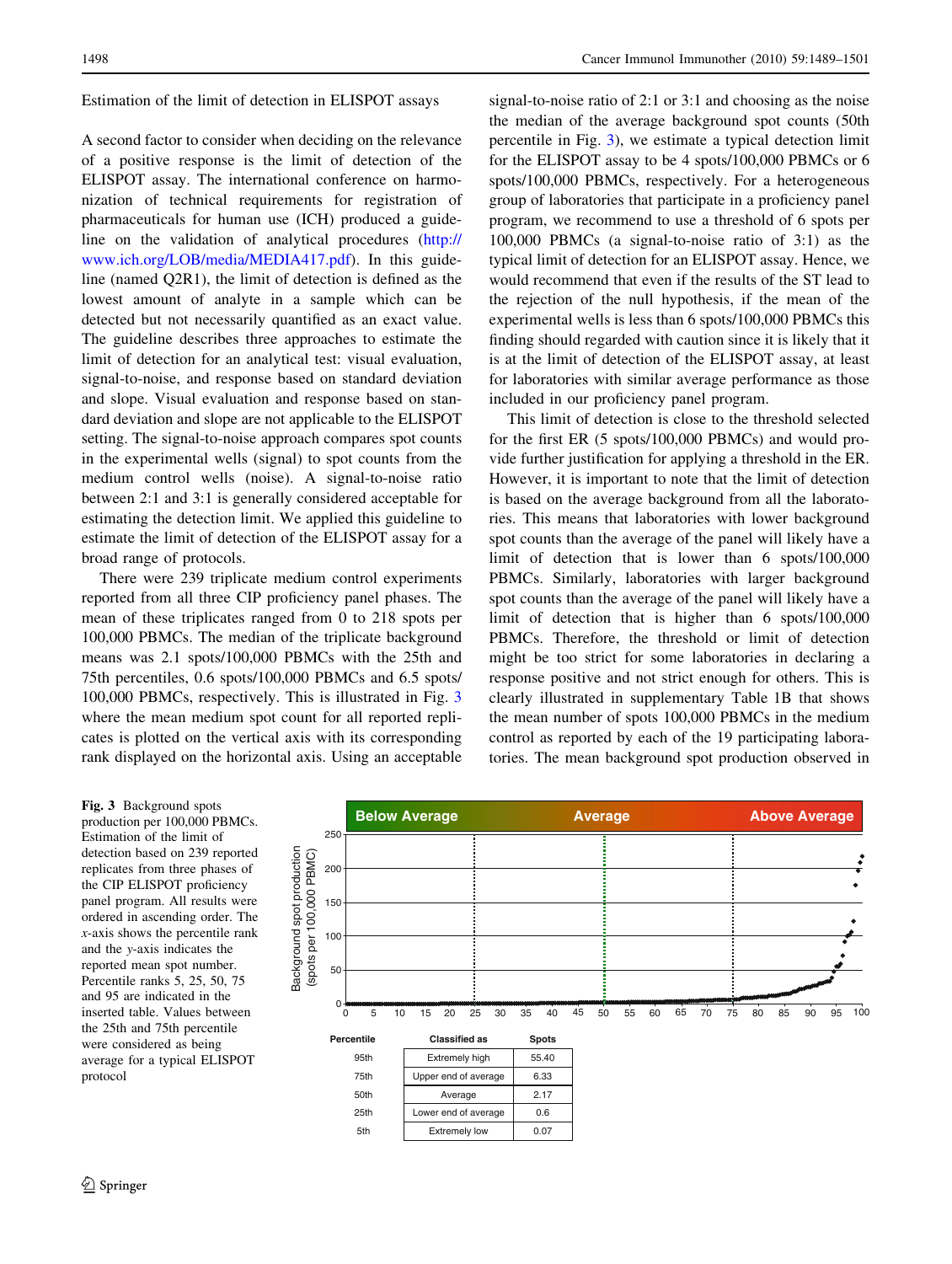Estimation of the limit of detection in ELISPOT assays

A second factor to consider when deciding on the relevance of a positive response is the limit of detection of the ELISPOT assay. The international conference on harmonization of technical requirements for registration of pharmaceuticals for human use (ICH) produced a guideline on the validation of analytical procedures (http://www.ich.org/LOB/media/MEDIA417.pdf). In this guideline (named Q2R1), the limit of detection is defined as the lowest amount of analyte in a sample which can be detected but not necessarily quantified as an exact value. The guideline describes three approaches to estimate the limit of detection for an analytical test: visual evaluation, signal-to-noise, and response based on standard deviation and slope. Visual evaluation and response based on standard deviation and slope are not applicable to the ELISPOT setting. The signal-to-noise approach compares spot counts in the experimental wells (signal) to spot counts from the medium control wells (noise). A signal-to-noise ratio between 2:1 and 3:1 is generally considered acceptable for estimating the detection limit. We applied this guideline to estimate the limit of detection of the ELISPOT assay for a broad range of protocols.

There were 239 triplicate medium control experiments reported from all three CIP proficiency panel phases. The mean of these triplicates ranged from 0 to 218 spots per 100,000 PBMCs. The median of the triplicate background means was 2.1 spots/100,000 PBMCs with the 25th and 75th percentiles, 0.6 spots/100,000 PBMCs and 6.5 spots/100,000 PBMCs, respectively. This is illustrated in Fig. 3 where the mean medium spot count for all reported replicates is plotted on the vertical axis with its corresponding rank displayed on the horizontal axis. Using an acceptable signal-to-noise ratio of 2:1 or 3:1 and choosing as the noise the median of the average background spot counts (50th percentile in Fig. 3), we estimate a typical detection limit for the ELISPOT assay to be 4 spots/100,000 PBMCs or 6 spots/100,000 PBMCs, respectively. For a heterogeneous group of laboratories that participate in a proficiency panel program, we recommend to use a threshold of 6 spots per 100,000 PBMCs (a signal-to-noise ratio of 3:1) as the typical limit of detection for an ELISPOT assay. Hence, we would recommend that even if the results of the ST lead to the rejection of the null hypothesis, if the mean of the experimental wells is less than 6 spots/100,000 PBMCs this finding should regarded with caution since it is likely that it is at the limit of detection of the ELISPOT assay, at least for laboratories with similar average performance as those included in our proficiency panel program.

This limit of detection is close to the threshold selected for the first ER (5 spots/100,000 PBMCs) and would provide further justification for applying a threshold in the ER. However, it is important to note that the limit of detection is based on the average background from all the laboratories. This means that laboratories with lower background spot counts than the average of the panel will likely have a limit of detection that is lower than 6 spots/100,000 PBMCs. Similarly, laboratories with larger background spot counts than the average of the panel will likely have a limit of detection that is higher than 6 spots/100,000 PBMCs. Therefore, the threshold or limit of detection might be too strict for some laboratories in declaring a response positive and not strict enough for others. This is clearly illustrated in supplementary Table 1B that shows the mean number of spots 100,000 PBMCs in the medium control as reported by each of the 19 participating laboratories. The mean background spot production observed in

| Percentile | Classified as | Spots |
|---|---|---|
| 95th | Extremely high | 55.40 |
| 75th | Upper end of average | 6.33 |
| 50th | Average | 2.17 |
| 25th | Lower end of average | 0.6 |
| 5th | Extremely low | 0.07 |

**Fig. 3** Background spots production per 100,000 PBMCs. Estimation of the limit of detection based on 239 reported replicates from three phases of the CIP ELISPOT proficiency panel program. All results were ordered in ascending order. The *x*-axis shows the percentile rank and the *y*-axis indicates the reported mean spot number. Percentile ranks 5, 25, 50, 75 and 95 are indicated in the inserted table. Values between the 25th and 75th percentile were considered as being average for a typical ELISPOT protocol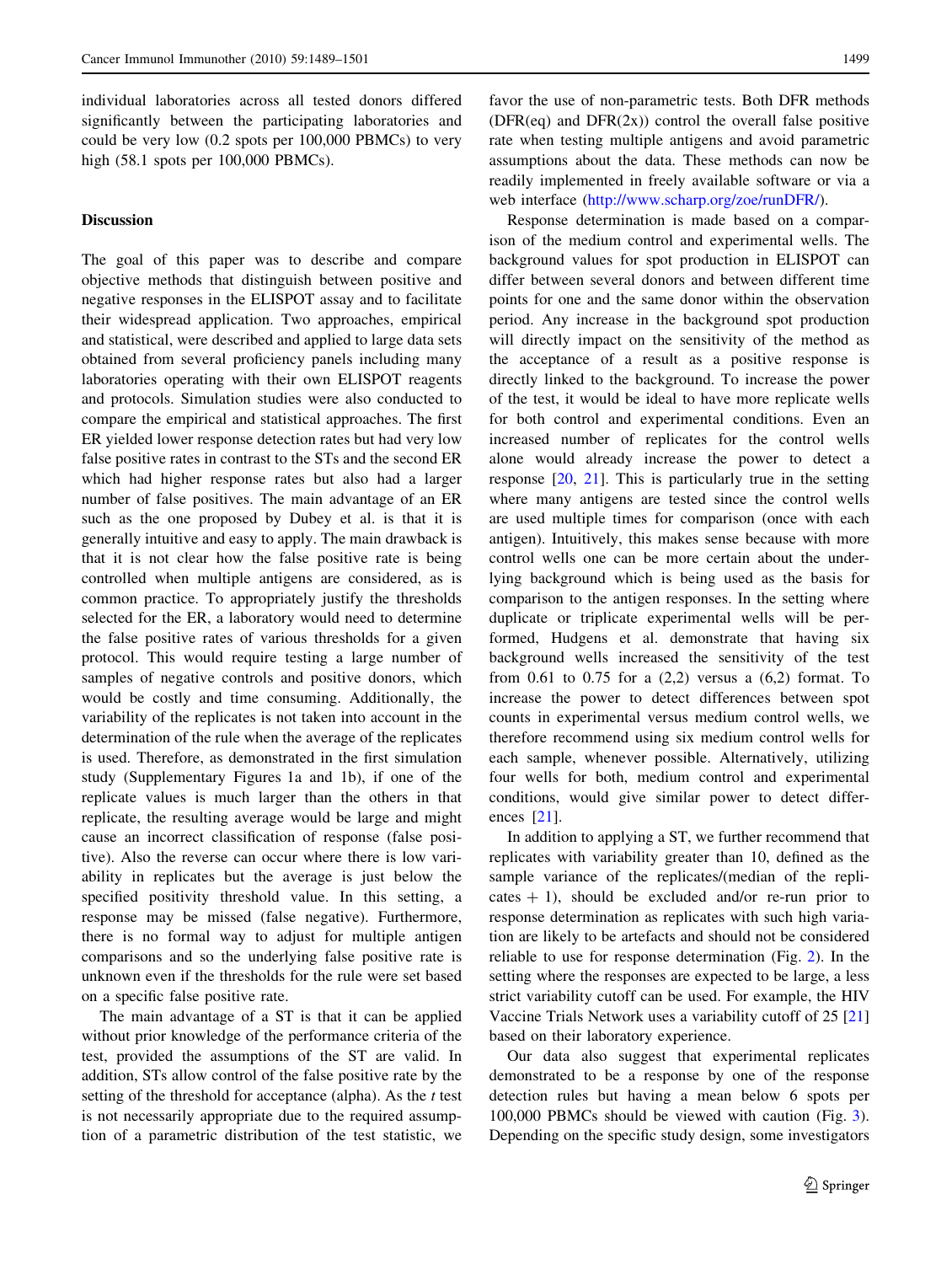individual laboratories across all tested donors differed significantly between the participating laboratories and could be very low (0.2 spots per 100,000 PBMCs) to very high (58.1 spots per 100,000 PBMCs).

## Discussion

The goal of this paper was to describe and compare objective methods that distinguish between positive and negative responses in the ELISPOT assay and to facilitate their widespread application. Two approaches, empirical and statistical, were described and applied to large data sets obtained from several proficiency panels including many laboratories operating with their own ELISPOT reagents and protocols. Simulation studies were also conducted to compare the empirical and statistical approaches. The first ER yielded lower response detection rates but had very low false positive rates in contrast to the STs and the second ER which had higher response rates but also had a larger number of false positives. The main advantage of an ER such as the one proposed by Dubey et al. is that it is generally intuitive and easy to apply. The main drawback is that it is not clear how the false positive rate is being controlled when multiple antigens are considered, as is common practice. To appropriately justify the thresholds selected for the ER, a laboratory would need to determine the false positive rates of various thresholds for a given protocol. This would require testing a large number of samples of negative controls and positive donors, which would be costly and time consuming. Additionally, the variability of the replicates is not taken into account in the determination of the rule when the average of the replicates is used. Therefore, as demonstrated in the first simulation study (Supplementary Figures 1a and 1b), if one of the replicate values is much larger than the others in that replicate, the resulting average would be large and might cause an incorrect classification of response (false positive). Also the reverse can occur where there is low variability in replicates but the average is just below the specified positivity threshold value. In this setting, a response may be missed (false negative). Furthermore, there is no formal way to adjust for multiple antigen comparisons and so the underlying false positive rate is unknown even if the thresholds for the rule were set based on a specific false positive rate.

The main advantage of a ST is that it can be applied without prior knowledge of the performance criteria of the test, provided the assumptions of the ST are valid. In addition, STs allow control of the false positive rate by the setting of the threshold for acceptance (alpha). As the *t* test is not necessarily appropriate due to the required assumption of a parametric distribution of the test statistic, we favor the use of non-parametric tests. Both DFR methods (DFR(eq) and DFR(2x)) control the overall false positive rate when testing multiple antigens and avoid parametric assumptions about the data. These methods can now be readily implemented in freely available software or via a web interface (http://www.scharp.org/zoe/runDFR/).

Response determination is made based on a comparison of the medium control and experimental wells. The background values for spot production in ELISPOT can differ between several donors and between different time points for one and the same donor within the observation period. Any increase in the background spot production will directly impact on the sensitivity of the method as the acceptance of a result as a positive response is directly linked to the background. To increase the power of the test, it would be ideal to have more replicate wells for both control and experimental conditions. Even an increased number of replicates for the control wells alone would already increase the power to detect a response [20, 21]. This is particularly true in the setting where many antigens are tested since the control wells are used multiple times for comparison (once with each antigen). Intuitively, this makes sense because with more control wells one can be more certain about the underlying background which is being used as the basis for comparison to the antigen responses. In the setting where duplicate or triplicate experimental wells will be performed, Hudgens et al. demonstrate that having six background wells increased the sensitivity of the test from 0.61 to 0.75 for a (2,2) versus a (6,2) format. To increase the power to detect differences between spot counts in experimental versus medium control wells, we therefore recommend using six medium control wells for each sample, whenever possible. Alternatively, utilizing four wells for both, medium control and experimental conditions, would give similar power to detect differences [21].

In addition to applying a ST, we further recommend that replicates with variability greater than 10, defined as the sample variance of the replicates/(median of the replicates + 1), should be excluded and/or re-run prior to response determination as replicates with such high variation are likely to be artefacts and should not be considered reliable to use for response determination (Fig. 2). In the setting where the responses are expected to be large, a less strict variability cutoff can be used. For example, the HIV Vaccine Trials Network uses a variability cutoff of 25 [21] based on their laboratory experience.

Our data also suggest that experimental replicates demonstrated to be a response by one of the response detection rules but having a mean below 6 spots per 100,000 PBMCs should be viewed with caution (Fig. 3). Depending on the specific study design, some investigators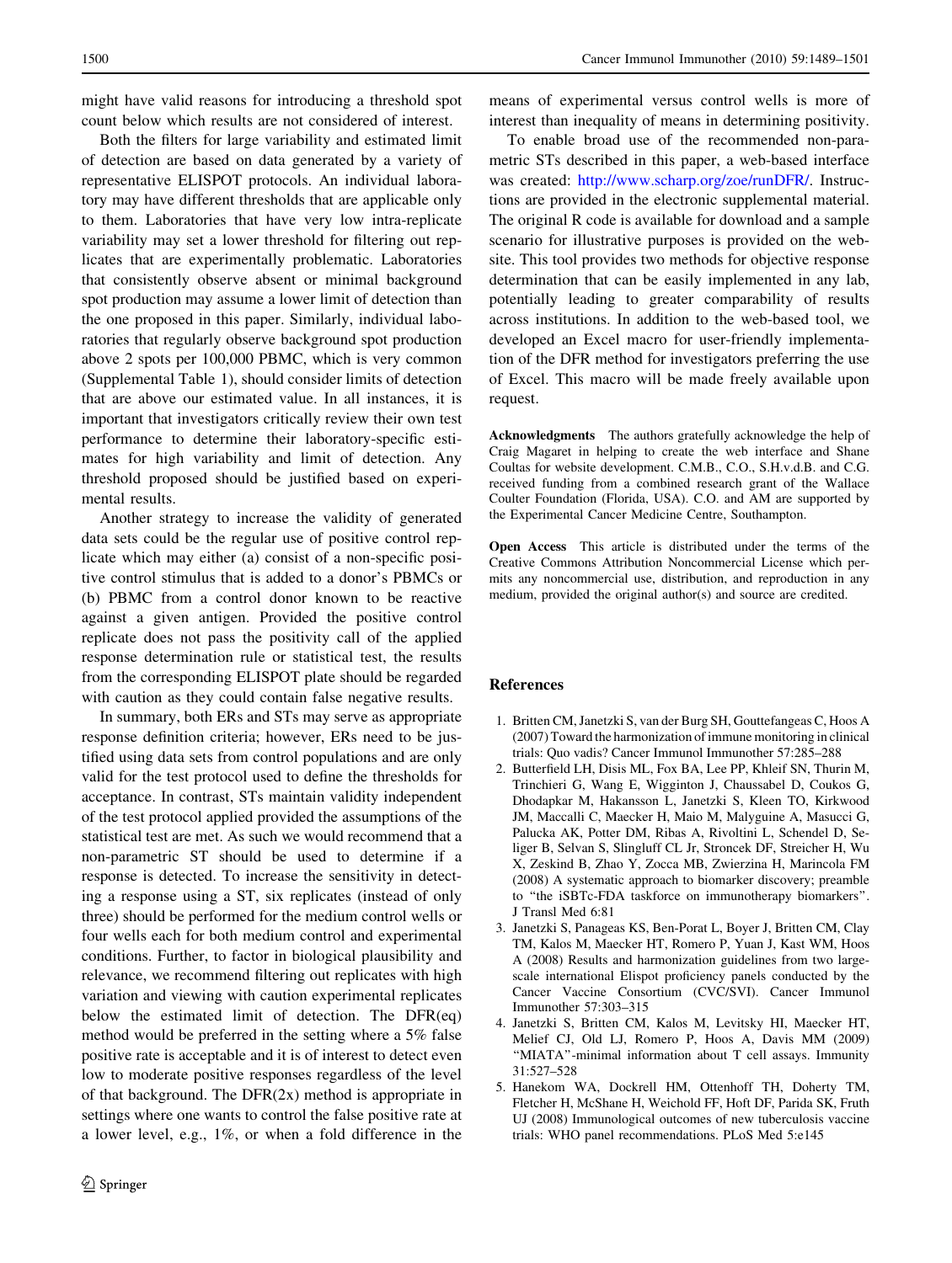might have valid reasons for introducing a threshold spot count below which results are not considered of interest.

Both the filters for large variability and estimated limit of detection are based on data generated by a variety of representative ELISPOT protocols. An individual laboratory may have different thresholds that are applicable only to them. Laboratories that have very low intra-replicate variability may set a lower threshold for filtering out replicates that are experimentally problematic. Laboratories that consistently observe absent or minimal background spot production may assume a lower limit of detection than the one proposed in this paper. Similarly, individual laboratories that regularly observe background spot production above 2 spots per 100,000 PBMC, which is very common (Supplemental Table 1), should consider limits of detection that are above our estimated value. In all instances, it is important that investigators critically review their own test performance to determine their laboratory-specific estimates for high variability and limit of detection. Any threshold proposed should be justified based on experimental results.

Another strategy to increase the validity of generated data sets could be the regular use of positive control replicate which may either (a) consist of a non-specific positive control stimulus that is added to a donor's PBMCs or (b) PBMC from a control donor known to be reactive against a given antigen. Provided the positive control replicate does not pass the positivity call of the applied response determination rule or statistical test, the results from the corresponding ELISPOT plate should be regarded with caution as they could contain false negative results.

In summary, both ERs and STs may serve as appropriate response definition criteria; however, ERs need to be justified using data sets from control populations and are only valid for the test protocol used to define the thresholds for acceptance. In contrast, STs maintain validity independent of the test protocol applied provided the assumptions of the statistical test are met. As such we would recommend that a non-parametric ST should be used to determine if a response is detected. To increase the sensitivity in detecting a response using a ST, six replicates (instead of only three) should be performed for the medium control wells or four wells each for both medium control and experimental conditions. Further, to factor in biological plausibility and relevance, we recommend filtering out replicates with high variation and viewing with caution experimental replicates below the estimated limit of detection. The DFR(eq) method would be preferred in the setting where a 5% false positive rate is acceptable and it is of interest to detect even low to moderate positive responses regardless of the level of that background. The DFR(2x) method is appropriate in settings where one wants to control the false positive rate at a lower level, e.g., 1%, or when a fold difference in the means of experimental versus control wells is more of interest than inequality of means in determining positivity.

To enable broad use of the recommended non-parametric STs described in this paper, a web-based interface was created: http://www.scharp.org/zoe/runDFR/. Instructions are provided in the electronic supplemental material. The original R code is available for download and a sample scenario for illustrative purposes is provided on the website. This tool provides two methods for objective response determination that can be easily implemented in any lab, potentially leading to greater comparability of results across institutions. In addition to the web-based tool, we developed an Excel macro for user-friendly implementation of the DFR method for investigators preferring the use of Excel. This macro will be made freely available upon request.

**Acknowledgments** The authors gratefully acknowledge the help of Craig Magaret in helping to create the web interface and Shane Coultas for website development. C.M.B., C.O., S.H.v.d.B. and C.G. received funding from a combined research grant of the Wallace Coulter Foundation (Florida, USA). C.O. and AM are supported by the Experimental Cancer Medicine Centre, Southampton.

**Open Access** This article is distributed under the terms of the Creative Commons Attribution Noncommercial License which permits any noncommercial use, distribution, and reproduction in any medium, provided the original author(s) and source are credited.

## References

1. Britten CM, Janetzki S, van der Burg SH, Gouttefangeas C, Hoos A (2007) Toward the harmonization of immune monitoring in clinical trials: Quo vadis? Cancer Immunol Immunother 57:285–288
2. Butterfield LH, Disis ML, Fox BA, Lee PP, Khleif SN, Thurin M, Trinchieri G, Wang E, Wigginton J, Chaussabel D, Coukos G, Dhodapkar M, Hakansson L, Janetzki S, Kleen TO, Kirkwood JM, Maccalli C, Maecker H, Maio M, Malyguine A, Masucci G, Palucka AK, Potter DM, Ribas A, Rivoltini L, Schendel D, Seliger B, Selvan S, Slingluff CL Jr, Stroncek DF, Streicher H, Wu X, Zeskind B, Zhao Y, Zocca MB, Zwierzina H, Marincola FM (2008) A systematic approach to biomarker discovery; preamble to "the iSBTc-FDA taskforce on immunotherapy biomarkers". J Transl Med 6:81
3. Janetzki S, Panageas KS, Ben-Porat L, Boyer J, Britten CM, Clay TM, Kalos M, Maecker HT, Romero P, Yuan J, Kast WM, Hoos A (2008) Results and harmonization guidelines from two large-scale international Elispot proficiency panels conducted by the Cancer Vaccine Consortium (CVC/SVI). Cancer Immunol Immunother 57:303–315
4. Janetzki S, Britten CM, Kalos M, Levitsky HI, Maecker HT, Melief CJ, Old LJ, Romero P, Hoos A, Davis MM (2009) "MIATA"-minimal information about T cell assays. Immunity 31:527–528
5. Hanekom WA, Dockrell HM, Ottenhoff TH, Doherty TM, Fletcher H, McShane H, Weichold FF, Hoft DF, Parida SK, Fruth UJ (2008) Immunological outcomes of new tuberculosis vaccine trials: WHO panel recommendations. PLoS Med 5:e145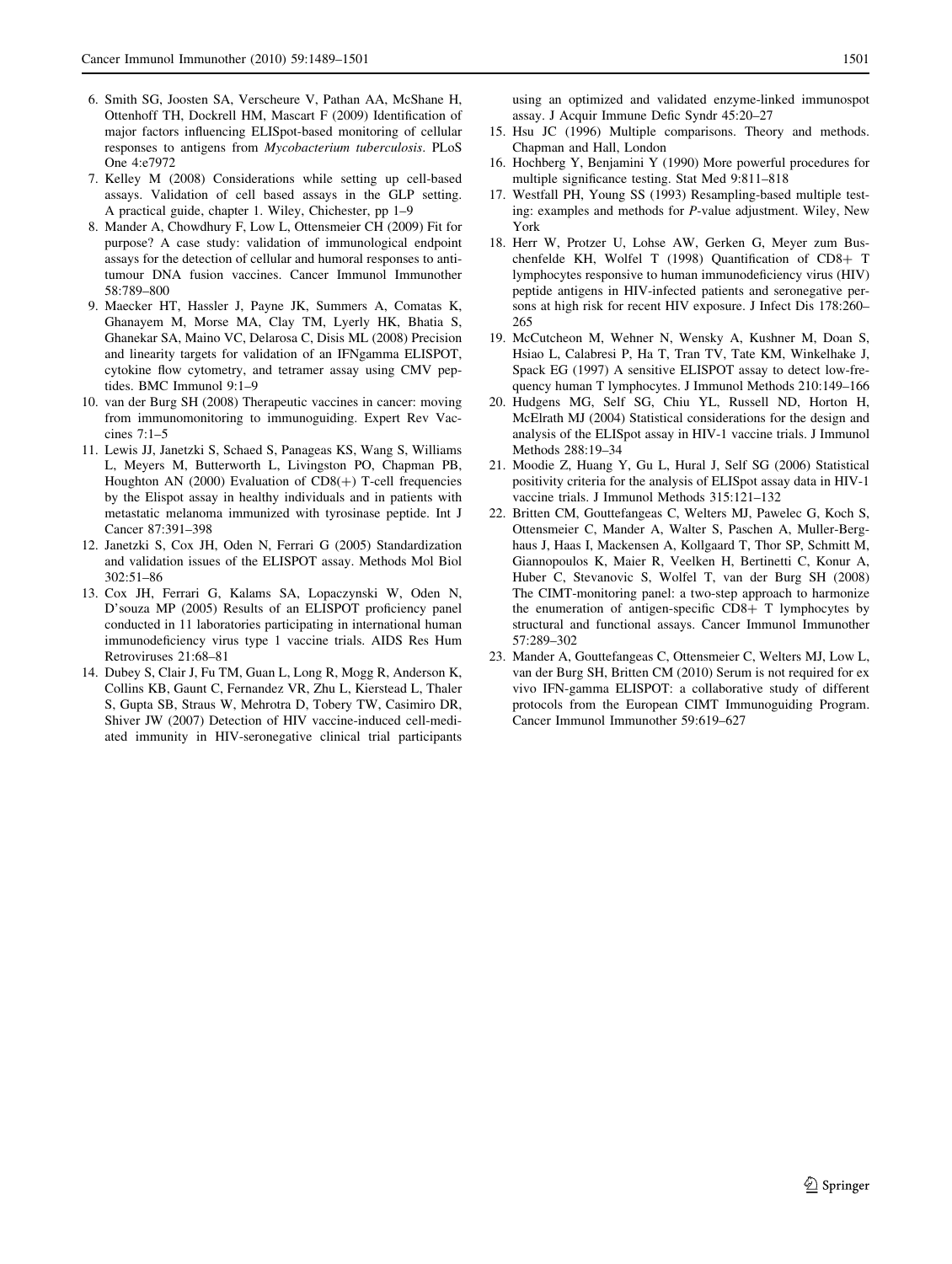6. Smith SG, Joosten SA, Verscheure V, Pathan AA, McShane H, Ottenhoff TH, Dockrell HM, Mascart F (2009) Identification of major factors influencing ELISpot-based monitoring of cellular responses to antigens from *Mycobacterium tuberculosis*. PLoS One 4:e7972
7. Kelley M (2008) Considerations while setting up cell-based assays. Validation of cell based assays in the GLP setting. A practical guide, chapter 1. Wiley, Chichester, pp 1–9
8. Mander A, Chowdhury F, Low L, Ottensmeier CH (2009) Fit for purpose? A case study: validation of immunological endpoint assays for the detection of cellular and humoral responses to anti-tumour DNA fusion vaccines. Cancer Immunol Immunother 58:789–800
9. Maecker HT, Hassler J, Payne JK, Summers A, Comatas K, Ghanayem M, Morse MA, Clay TM, Lyerly HK, Bhatia S, Ghanekar SA, Maino VC, Delarosa C, Disis ML (2008) Precision and linearity targets for validation of an IFNgamma ELISPOT, cytokine flow cytometry, and tetramer assay using CMV peptides. BMC Immunol 9:1–9
10. van der Burg SH (2008) Therapeutic vaccines in cancer: moving from immunomonitoring to immunoguiding. Expert Rev Vaccines 7:1–5
11. Lewis JJ, Janetzki S, Schaed S, Panageas KS, Wang S, Williams L, Meyers M, Butterworth L, Livingston PO, Chapman PB, Houghton AN (2000) Evaluation of CD8(+) T-cell frequencies by the Elispot assay in healthy individuals and in patients with metastatic melanoma immunized with tyrosinase peptide. Int J Cancer 87:391–398
12. Janetzki S, Cox JH, Oden N, Ferrari G (2005) Standardization and validation issues of the ELISPOT assay. Methods Mol Biol 302:51–86
13. Cox JH, Ferrari G, Kalams SA, Lopaczynski W, Oden N, D'souza MP (2005) Results of an ELISPOT proficiency panel conducted in 11 laboratories participating in international human immunodeficiency virus type 1 vaccine trials. AIDS Res Hum Retroviruses 21:68–81
14. Dubey S, Clair J, Fu TM, Guan L, Long R, Mogg R, Anderson K, Collins KB, Gaunt C, Fernandez VR, Zhu L, Kierstead L, Thaler S, Gupta SB, Straus W, Mehrotra D, Tobery TW, Casimiro DR, Shiver JW (2007) Detection of HIV vaccine-induced cell-mediated immunity in HIV-seronegative clinical trial participants using an optimized and validated enzyme-linked immunospot assay. J Acquir Immune Defic Syndr 45:20–27
15. Hsu JC (1996) Multiple comparisons. Theory and methods. Chapman and Hall, London
16. Hochberg Y, Benjamini Y (1990) More powerful procedures for multiple significance testing. Stat Med 9:811–818
17. Westfall PH, Young SS (1993) Resampling-based multiple testing: examples and methods for *P*-value adjustment. Wiley, New York
18. Herr W, Protzer U, Lohse AW, Gerken G, Meyer zum Buschenfelde KH, Wolfel T (1998) Quantification of CD8+ T lymphocytes responsive to human immunodeficiency virus (HIV) peptide antigens in HIV-infected patients and seronegative persons at high risk for recent HIV exposure. J Infect Dis 178:260–265
19. McCutcheon M, Wehner N, Wensky A, Kushner M, Doan S, Hsiao L, Calabresi P, Ha T, Tran TV, Tate KM, Winkelhake J, Spack EG (1997) A sensitive ELISPOT assay to detect low-frequency human T lymphocytes. J Immunol Methods 210:149–166
20. Hudgens MG, Self SG, Chiu YL, Russell ND, Horton H, McElrath MJ (2004) Statistical considerations for the design and analysis of the ELISpot assay in HIV-1 vaccine trials. J Immunol Methods 288:19–34
21. Moodie Z, Huang Y, Gu L, Hural J, Self SG (2006) Statistical positivity criteria for the analysis of ELISpot assay data in HIV-1 vaccine trials. J Immunol Methods 315:121–132
22. Britten CM, Gouttefangeas C, Welters MJ, Pawelec G, Koch S, Ottensmeier C, Mander A, Walter S, Paschen A, Muller-Berghaus J, Haas I, Mackensen A, Kollgaard T, Thor SP, Schmitt M, Giannopoulos K, Maier R, Veelken H, Bertinetti C, Konur A, Huber C, Stevanovic S, Wolfel T, van der Burg SH (2008) The CIMT-monitoring panel: a two-step approach to harmonize the enumeration of antigen-specific CD8+ T lymphocytes by structural and functional assays. Cancer Immunol Immunother 57:289–302
23. Mander A, Gouttefangeas C, Ottensmeier C, Welters MJ, Low L, van der Burg SH, Britten CM (2010) Serum is not required for ex vivo IFN-gamma ELISPOT: a collaborative study of different protocols from the European CIMT Immunoguiding Program. Cancer Immunol Immunother 59:619–627